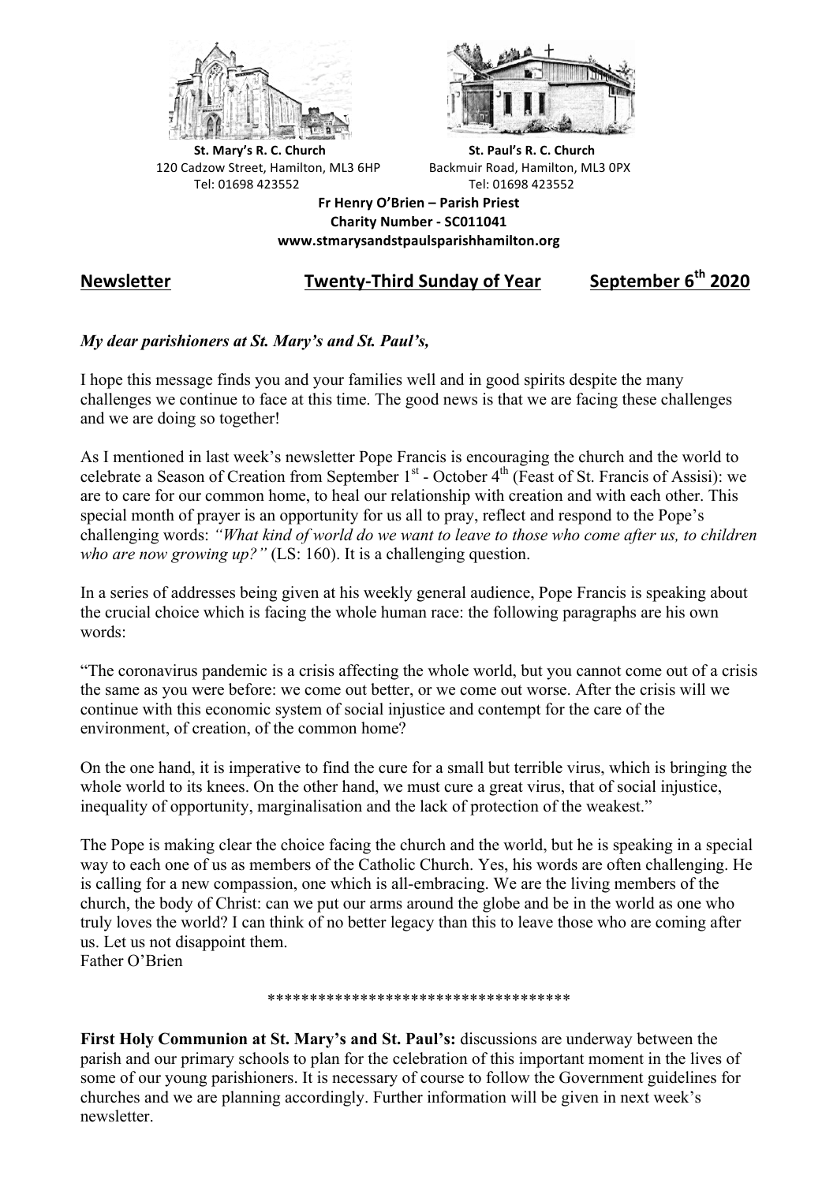**St. Mary's R. C. Church**
120 Cadzow Street, Hamilton, ML3 6HP
Tel: 01698 423552

**St. Paul's R. C. Church**
Backmuir Road, Hamilton, ML3 0PX
Tel: 01698 423552

**Fr Henry O'Brien – Parish Priest**
**Charity Number - SC011041**
**www.stmarysandstpaulsparishhamilton.org**

## Newsletter — Twenty-Third Sunday of Year — September 6th 2020

***My dear parishioners at St. Mary's and St. Paul's,***

I hope this message finds you and your families well and in good spirits despite the many challenges we continue to face at this time. The good news is that we are facing these challenges and we are doing so together!

As I mentioned in last week's newsletter Pope Francis is encouraging the church and the world to celebrate a Season of Creation from September 1st - October 4th (Feast of St. Francis of Assisi): we are to care for our common home, to heal our relationship with creation and with each other. This special month of prayer is an opportunity for us all to pray, reflect and respond to the Pope's challenging words: *"What kind of world do we want to leave to those who come after us, to children who are now growing up?"* (LS: 160). It is a challenging question.

In a series of addresses being given at his weekly general audience, Pope Francis is speaking about the crucial choice which is facing the whole human race: the following paragraphs are his own words:

"The coronavirus pandemic is a crisis affecting the whole world, but you cannot come out of a crisis the same as you were before: we come out better, or we come out worse. After the crisis will we continue with this economic system of social injustice and contempt for the care of the environment, of creation, of the common home?

On the one hand, it is imperative to find the cure for a small but terrible virus, which is bringing the whole world to its knees. On the other hand, we must cure a great virus, that of social injustice, inequality of opportunity, marginalisation and the lack of protection of the weakest."

The Pope is making clear the choice facing the church and the world, but he is speaking in a special way to each one of us as members of the Catholic Church. Yes, his words are often challenging. He is calling for a new compassion, one which is all-embracing. We are the living members of the church, the body of Christ: can we put our arms around the globe and be in the world as one who truly loves the world? I can think of no better legacy than this to leave those who are coming after us. Let us not disappoint them.
Father O'Brien

************************************

**First Holy Communion at St. Mary's and St. Paul's:** discussions are underway between the parish and our primary schools to plan for the celebration of this important moment in the lives of some of our young parishioners. It is necessary of course to follow the Government guidelines for churches and we are planning accordingly. Further information will be given in next week's newsletter.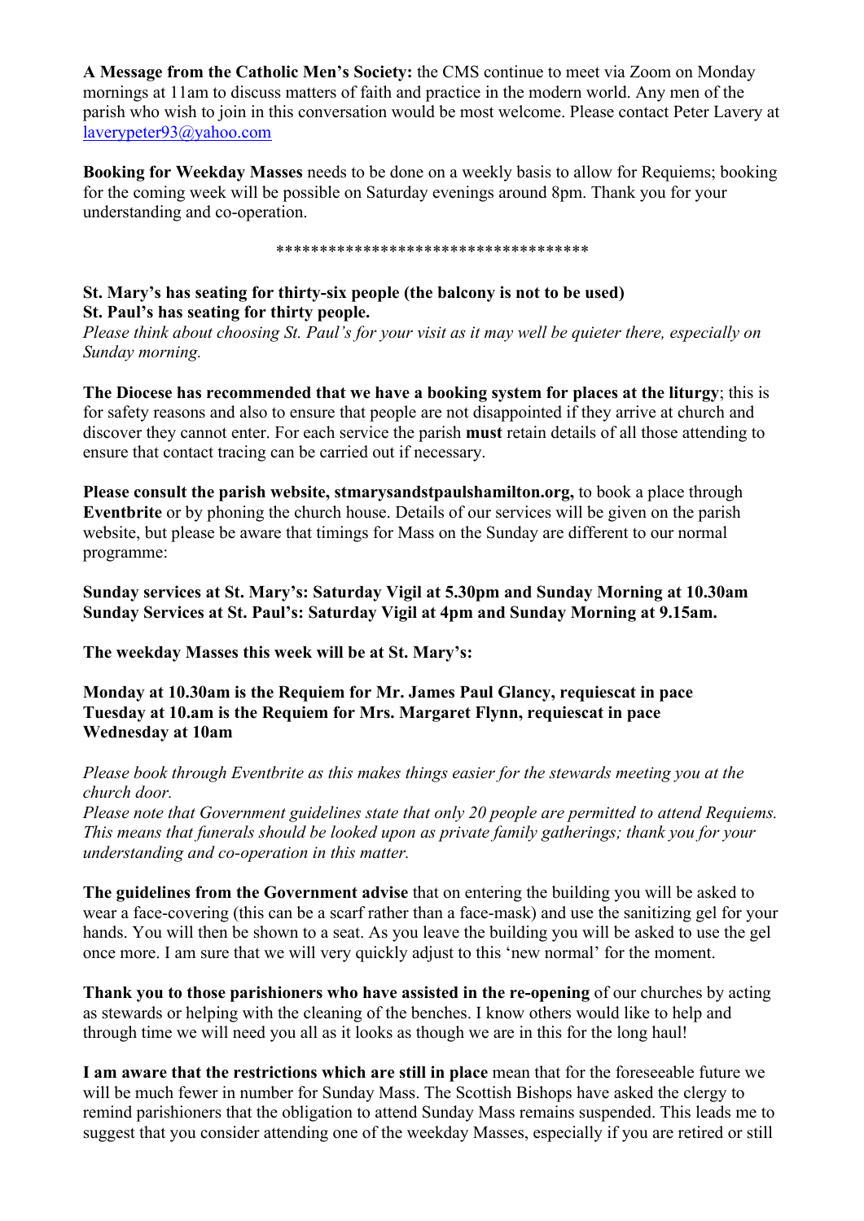**A Message from the Catholic Men's Society:** the CMS continue to meet via Zoom on Monday mornings at 11am to discuss matters of faith and practice in the modern world. Any men of the parish who wish to join in this conversation would be most welcome. Please contact Peter Lavery at laverypeter93@yahoo.com

**Booking for Weekday Masses** needs to be done on a weekly basis to allow for Requiems; booking for the coming week will be possible on Saturday evenings around 8pm. Thank you for your understanding and co-operation.

***********************************

**St. Mary's has seating for thirty-six people (the balcony is not to be used)**
**St. Paul's has seating for thirty people.**
*Please think about choosing St. Paul's for your visit as it may well be quieter there, especially on Sunday morning.*

**The Diocese has recommended that we have a booking system for places at the liturgy**; this is for safety reasons and also to ensure that people are not disappointed if they arrive at church and discover they cannot enter. For each service the parish **must** retain details of all those attending to ensure that contact tracing can be carried out if necessary.

**Please consult the parish website, stmarysandstpaulshamilton.org,** to book a place through **Eventbrite** or by phoning the church house. Details of our services will be given on the parish website, but please be aware that timings for Mass on the Sunday are different to our normal programme:

**Sunday services at St. Mary's: Saturday Vigil at 5.30pm and Sunday Morning at 10.30am**
**Sunday Services at St. Paul's: Saturday Vigil at 4pm and Sunday Morning at 9.15am.**

**The weekday Masses this week will be at St. Mary's:**

**Monday at 10.30am is the Requiem for Mr. James Paul Glancy, requiescat in pace**
**Tuesday at 10.am is the Requiem for Mrs. Margaret Flynn, requiescat in pace**
**Wednesday at 10am**

*Please book through Eventbrite as this makes things easier for the stewards meeting you at the church door.*
*Please note that Government guidelines state that only 20 people are permitted to attend Requiems. This means that funerals should be looked upon as private family gatherings; thank you for your understanding and co-operation in this matter.*

**The guidelines from the Government advise** that on entering the building you will be asked to wear a face-covering (this can be a scarf rather than a face-mask) and use the sanitizing gel for your hands. You will then be shown to a seat. As you leave the building you will be asked to use the gel once more. I am sure that we will very quickly adjust to this 'new normal' for the moment.

**Thank you to those parishioners who have assisted in the re-opening** of our churches by acting as stewards or helping with the cleaning of the benches. I know others would like to help and through time we will need you all as it looks as though we are in this for the long haul!

**I am aware that the restrictions which are still in place** mean that for the foreseeable future we will be much fewer in number for Sunday Mass. The Scottish Bishops have asked the clergy to remind parishioners that the obligation to attend Sunday Mass remains suspended. This leads me to suggest that you consider attending one of the weekday Masses, especially if you are retired or still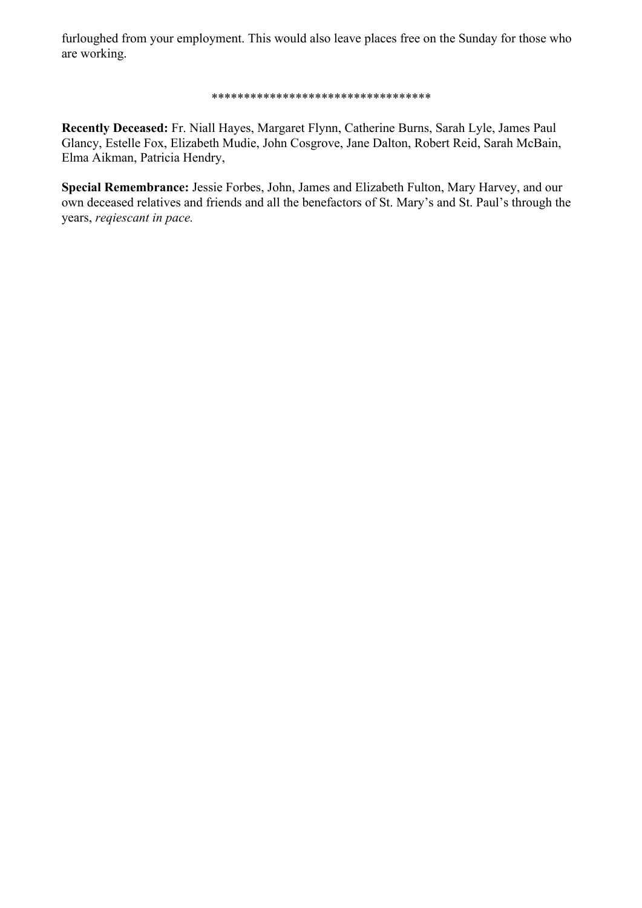furloughed from your employment. This would also leave places free on the Sunday for those who are working.

**********************************

**Recently Deceased:** Fr. Niall Hayes, Margaret Flynn, Catherine Burns, Sarah Lyle, James Paul Glancy, Estelle Fox, Elizabeth Mudie, John Cosgrove, Jane Dalton, Robert Reid, Sarah McBain, Elma Aikman, Patricia Hendry,

**Special Remembrance:** Jessie Forbes, John, James and Elizabeth Fulton, Mary Harvey, and our own deceased relatives and friends and all the benefactors of St. Mary's and St. Paul's through the years, *reqiescant in pace.*